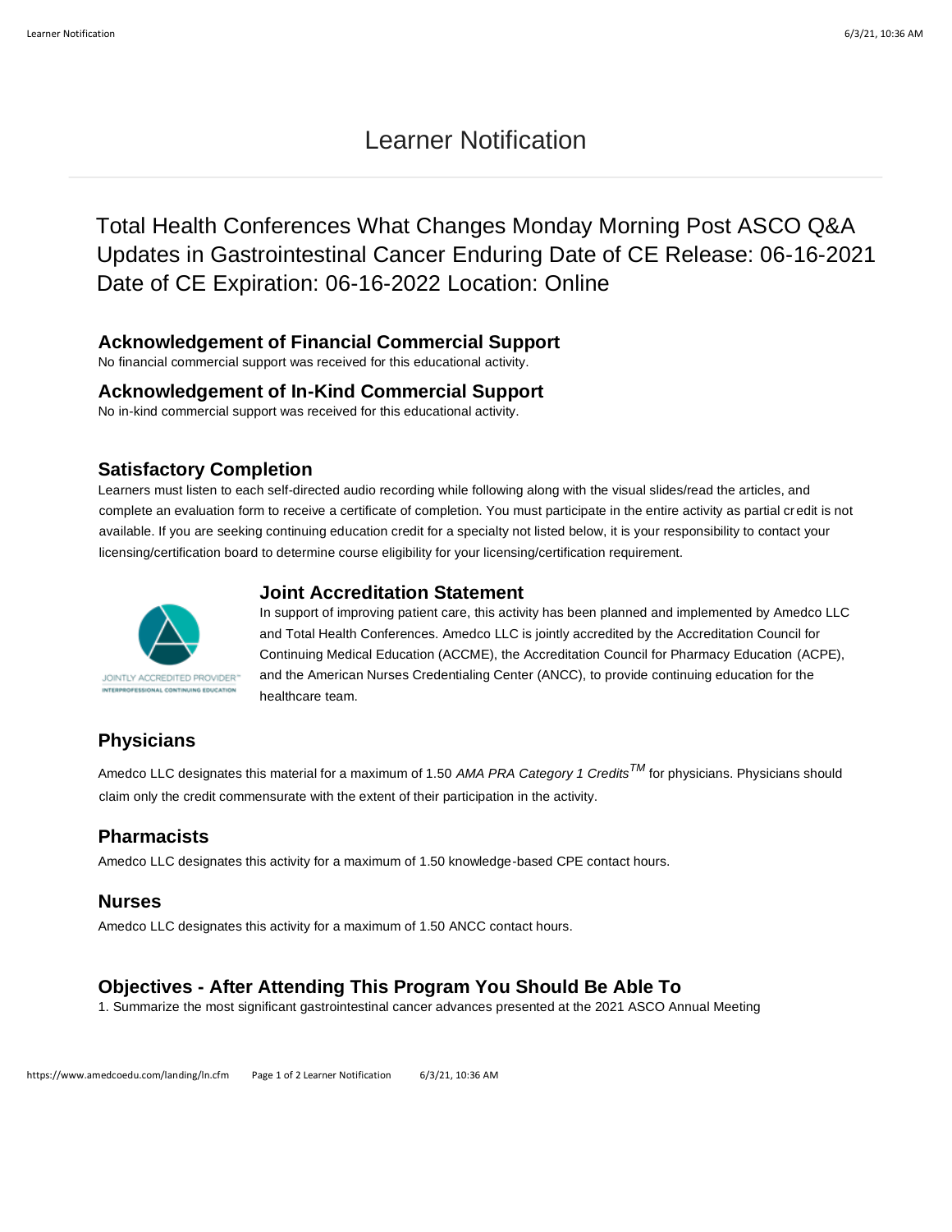# Learner Notification

## Total Health Conferences What Changes Monday Morning Post ASCO Q&A Updates in Gastrointestinal Cancer Enduring Date of CE Release: 06-16-2021 Date of CE Expiration: 06-16-2022 Location: Online

### Acknowledgement of Financial Commercial Support

No financial commercial support was received for this educational activity.

### Acknowledgement of In-Kind Commercial Support

No in-kind commercial support was received for this educational activity.

### Satisfactory Completion

Learners must listen to each self-directed audio recording while following along with the visual slides/read the articles, and complete an evaluation form to receive a certificate of completion. You must participate in the entire activity as partial credit is not available. If you are seeking continuing education credit for a specialty not listed below, it is your responsibility to contact your licensing/certification board to determine course eligibility for your licensing/certification requirement.

JOINTLY ACCREDITED PROVIDER™
INTERPROFESSIONAL CONTINUING EDUCATION

### Joint Accreditation Statement

In support of improving patient care, this activity has been planned and implemented by Amedco LLC and Total Health Conferences. Amedco LLC is jointly accredited by the Accreditation Council for Continuing Medical Education (ACCME), the Accreditation Council for Pharmacy Education (ACPE), and the American Nurses Credentialing Center (ANCC), to provide continuing education for the healthcare team.

### Physicians

Amedco LLC designates this material for a maximum of 1.50 *AMA PRA Category 1 Credits*™ for physicians. Physicians should claim only the credit commensurate with the extent of their participation in the activity.

### Pharmacists

Amedco LLC designates this activity for a maximum of 1.50 knowledge-based CPE contact hours.

### Nurses

Amedco LLC designates this activity for a maximum of 1.50 ANCC contact hours.

### Objectives - After Attending This Program You Should Be Able To

1. Summarize the most significant gastrointestinal cancer advances presented at the 2021 ASCO Annual Meeting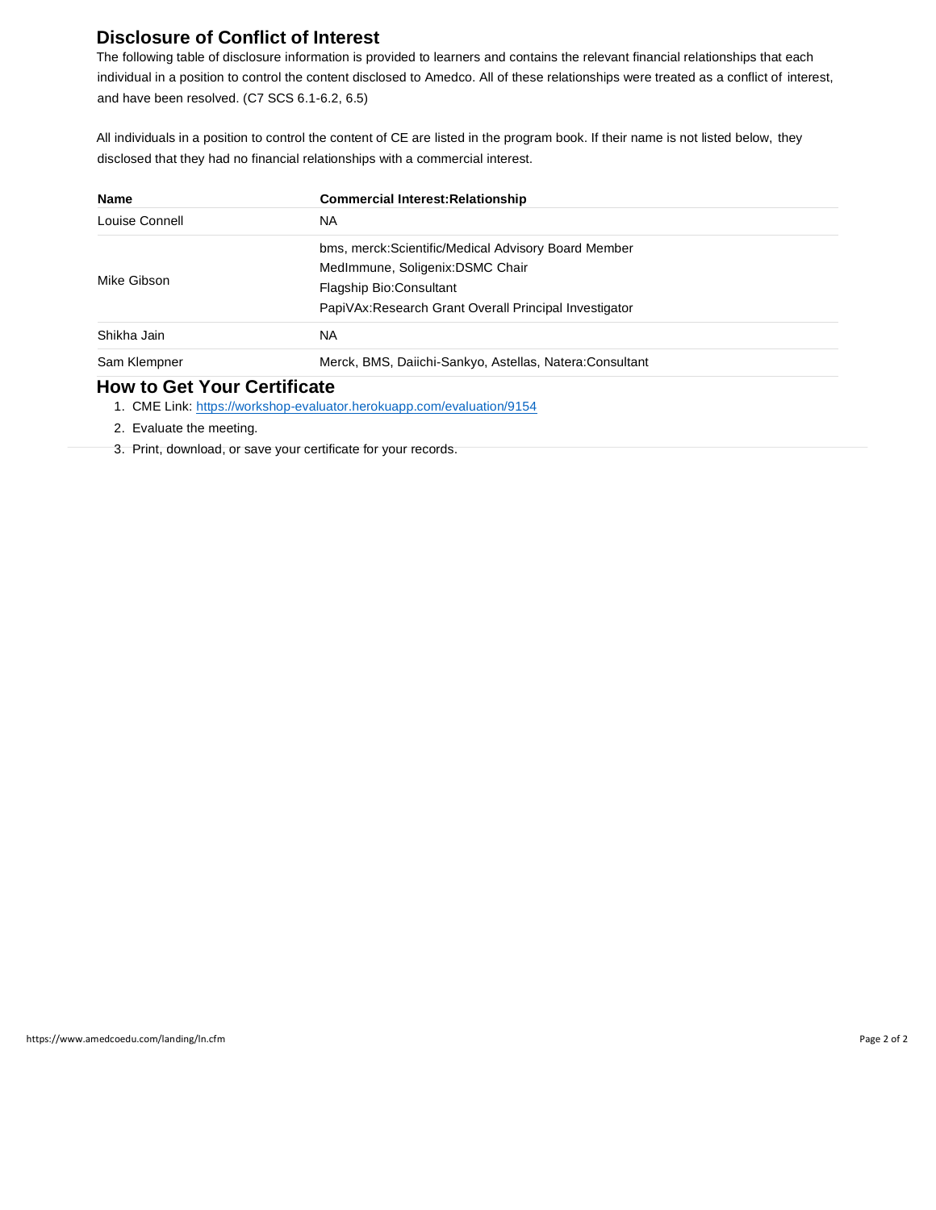## Disclosure of Conflict of Interest

The following table of disclosure information is provided to learners and contains the relevant financial relationships that each individual in a position to control the content disclosed to Amedco. All of these relationships were treated as a conflict of interest, and have been resolved. (C7 SCS 6.1-6.2, 6.5)

All individuals in a position to control the content of CE are listed in the program book. If their name is not listed below, they disclosed that they had no financial relationships with a commercial interest.

| Name | Commercial Interest:Relationship |
|---|---|
| Louise Connell | NA |
| Mike Gibson | bms, merck:Scientific/Medical Advisory Board Member<br>MedImmune, Soligenix:DSMC Chair<br>Flagship Bio:Consultant<br>PapiVAx:Research Grant Overall Principal Investigator |
| Shikha Jain | NA |
| Sam Klempner | Merck, BMS, Daiichi-Sankyo, Astellas, Natera:Consultant |

## How to Get Your Certificate

1. CME Link: https://workshop-evaluator.herokuapp.com/evaluation/9154
2. Evaluate the meeting.
3. Print, download, or save your certificate for your records.